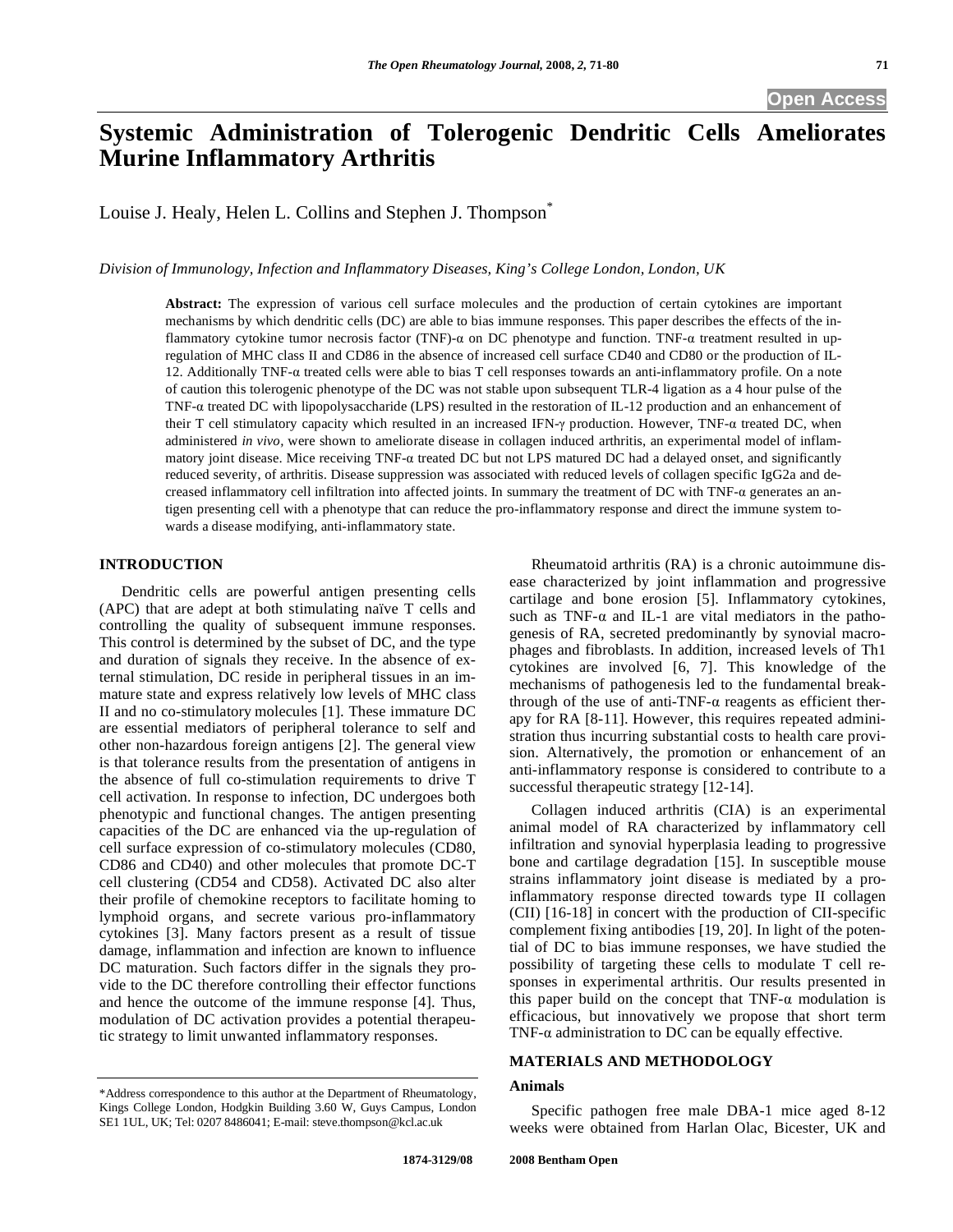# Systemic Administration of Tolerogenic Dendritic Cells Ameliorates Murine Inflammatory Arthritis

Louise J. Healy, Helen L. Collins and Stephen J. Thompson*

*Division of Immunology, Infection and Inflammatory Diseases, King's College London, London, UK*

**Abstract:** The expression of various cell surface molecules and the production of certain cytokines are important mechanisms by which dendritic cells (DC) are able to bias immune responses. This paper describes the effects of the inflammatory cytokine tumor necrosis factor (TNF)-α on DC phenotype and function. TNF-α treatment resulted in up-regulation of MHC class II and CD86 in the absence of increased cell surface CD40 and CD80 or the production of IL-12. Additionally TNF-α treated cells were able to bias T cell responses towards an anti-inflammatory profile. On a note of caution this tolerogenic phenotype of the DC was not stable upon subsequent TLR-4 ligation as a 4 hour pulse of the TNF-α treated DC with lipopolysaccharide (LPS) resulted in the restoration of IL-12 production and an enhancement of their T cell stimulatory capacity which resulted in an increased IFN-γ production. However, TNF-α treated DC, when administered *in vivo*, were shown to ameliorate disease in collagen induced arthritis, an experimental model of inflammatory joint disease. Mice receiving TNF-α treated DC but not LPS matured DC had a delayed onset, and significantly reduced severity, of arthritis. Disease suppression was associated with reduced levels of collagen specific IgG2a and decreased inflammatory cell infiltration into affected joints. In summary the treatment of DC with TNF-α generates an antigen presenting cell with a phenotype that can reduce the pro-inflammatory response and direct the immune system towards a disease modifying, anti-inflammatory state.

## INTRODUCTION

Dendritic cells are powerful antigen presenting cells (APC) that are adept at both stimulating naïve T cells and controlling the quality of subsequent immune responses. This control is determined by the subset of DC, and the type and duration of signals they receive. In the absence of external stimulation, DC reside in peripheral tissues in an immature state and express relatively low levels of MHC class II and no co-stimulatory molecules [1]. These immature DC are essential mediators of peripheral tolerance to self and other non-hazardous foreign antigens [2]. The general view is that tolerance results from the presentation of antigens in the absence of full co-stimulation requirements to drive T cell activation. In response to infection, DC undergoes both phenotypic and functional changes. The antigen presenting capacities of the DC are enhanced via the up-regulation of cell surface expression of co-stimulatory molecules (CD80, CD86 and CD40) and other molecules that promote DC-T cell clustering (CD54 and CD58). Activated DC also alter their profile of chemokine receptors to facilitate homing to lymphoid organs, and secrete various pro-inflammatory cytokines [3]. Many factors present as a result of tissue damage, inflammation and infection are known to influence DC maturation. Such factors differ in the signals they provide to the DC therefore controlling their effector functions and hence the outcome of the immune response [4]. Thus, modulation of DC activation provides a potential therapeutic strategy to limit unwanted inflammatory responses.

Rheumatoid arthritis (RA) is a chronic autoimmune disease characterized by joint inflammation and progressive cartilage and bone erosion [5]. Inflammatory cytokines, such as TNF-α and IL-1 are vital mediators in the pathogenesis of RA, secreted predominantly by synovial macrophages and fibroblasts. In addition, increased levels of Th1 cytokines are involved [6, 7]. This knowledge of the mechanisms of pathogenesis led to the fundamental breakthrough of the use of anti-TNF-α reagents as efficient therapy for RA [8-11]. However, this requires repeated administration thus incurring substantial costs to health care provision. Alternatively, the promotion or enhancement of an anti-inflammatory response is considered to contribute to a successful therapeutic strategy [12-14].

Collagen induced arthritis (CIA) is an experimental animal model of RA characterized by inflammatory cell infiltration and synovial hyperplasia leading to progressive bone and cartilage degradation [15]. In susceptible mouse strains inflammatory joint disease is mediated by a pro-inflammatory response directed towards type II collagen (CII) [16-18] in concert with the production of CII-specific complement fixing antibodies [19, 20]. In light of the potential of DC to bias immune responses, we have studied the possibility of targeting these cells to modulate T cell responses in experimental arthritis. Our results presented in this paper build on the concept that TNF-α modulation is efficacious, but innovatively we propose that short term TNF-α administration to DC can be equally effective.

## MATERIALS AND METHODOLOGY

### Animals

Specific pathogen free male DBA-1 mice aged 8-12 weeks were obtained from Harlan Olac, Bicester, UK and

*Address correspondence to this author at the Department of Rheumatology, Kings College London, Hodgkin Building 3.60 W, Guys Campus, London SE1 1UL, UK; Tel: 0207 8486041; E-mail: steve.thompson@kcl.ac.uk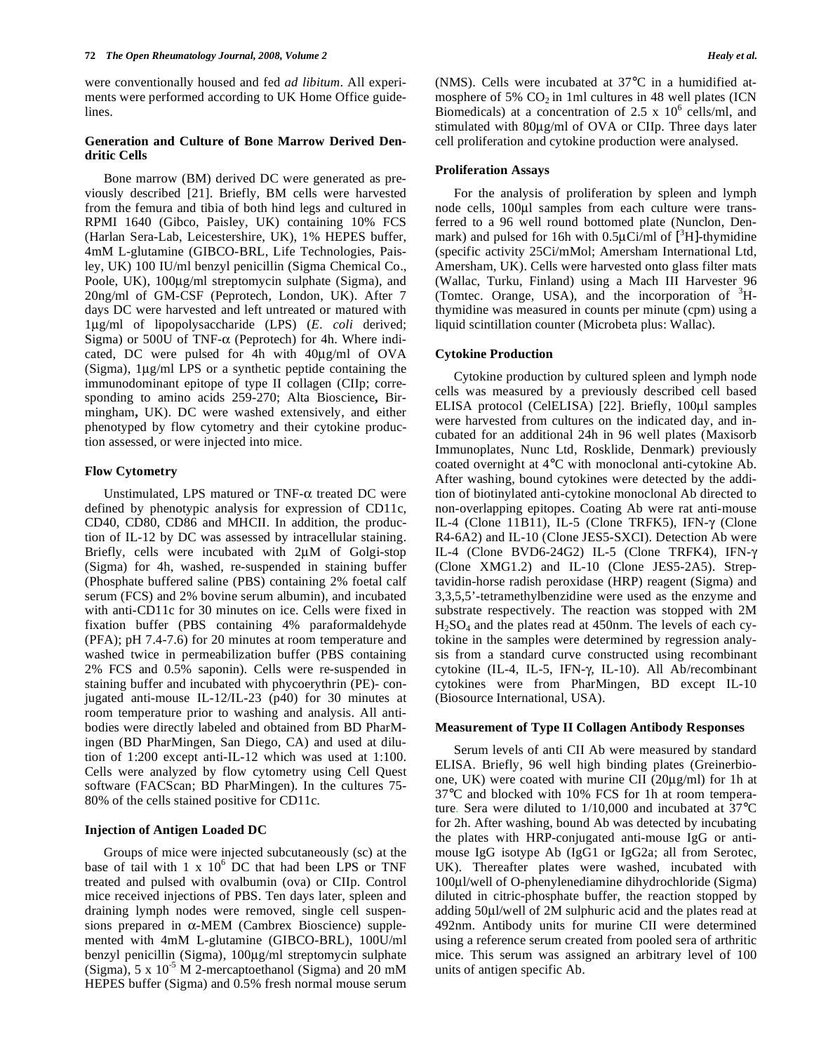were conventionally housed and fed *ad libitum*. All experiments were performed according to UK Home Office guidelines.

### Generation and Culture of Bone Marrow Derived Dendritic Cells

Bone marrow (BM) derived DC were generated as previously described [21]. Briefly, BM cells were harvested from the femura and tibia of both hind legs and cultured in RPMI 1640 (Gibco, Paisley, UK) containing 10% FCS (Harlan Sera-Lab, Leicestershire, UK), 1% HEPES buffer, 4mM L-glutamine (GIBCO-BRL, Life Technologies, Paisley, UK) 100 IU/ml benzyl penicillin (Sigma Chemical Co., Poole, UK), 100μg/ml streptomycin sulphate (Sigma), and 20ng/ml of GM-CSF (Peprotech, London, UK). After 7 days DC were harvested and left untreated or matured with 1μg/ml of lipopolysaccharide (LPS) (*E. coli* derived; Sigma) or 500U of TNF-α (Peprotech) for 4h. Where indicated, DC were pulsed for 4h with 40μg/ml of OVA (Sigma), 1μg/ml LPS or a synthetic peptide containing the immunodominant epitope of type II collagen (CIIp; corresponding to amino acids 259-270; Alta Bioscience**,** Birmingham**,** UK). DC were washed extensively, and either phenotyped by flow cytometry and their cytokine production assessed, or were injected into mice.

### Flow Cytometry

Unstimulated, LPS matured or TNF-α treated DC were defined by phenotypic analysis for expression of CD11c, CD40, CD80, CD86 and MHCII. In addition, the production of IL-12 by DC was assessed by intracellular staining. Briefly, cells were incubated with 2μM of Golgi-stop (Sigma) for 4h, washed, re-suspended in staining buffer (Phosphate buffered saline (PBS) containing 2% foetal calf serum (FCS) and 2% bovine serum albumin), and incubated with anti-CD11c for 30 minutes on ice. Cells were fixed in fixation buffer (PBS containing 4% paraformaldehyde (PFA); pH 7.4-7.6) for 20 minutes at room temperature and washed twice in permeabilization buffer (PBS containing 2% FCS and 0.5% saponin). Cells were re-suspended in staining buffer and incubated with phycoerythrin (PE)- conjugated anti-mouse IL-12/IL-23 (p40) for 30 minutes at room temperature prior to washing and analysis. All antibodies were directly labeled and obtained from BD PharMingen (BD PharMingen, San Diego, CA) and used at dilution of 1:200 except anti-IL-12 which was used at 1:100. Cells were analyzed by flow cytometry using Cell Quest software (FACScan; BD PharMingen). In the cultures 75-80% of the cells stained positive for CD11c.

### Injection of Antigen Loaded DC

Groups of mice were injected subcutaneously (sc) at the base of tail with 1 x $10^6$ DC that had been LPS or TNF treated and pulsed with ovalbumin (ova) or CIIp. Control mice received injections of PBS. Ten days later, spleen and draining lymph nodes were removed, single cell suspensions prepared in α-MEM (Cambrex Bioscience) supplemented with 4mM L-glutamine (GIBCO-BRL), 100U/ml benzyl penicillin (Sigma), 100μg/ml streptomycin sulphate (Sigma), 5 x $10^{-5}$ M 2-mercaptoethanol (Sigma) and 20 mM HEPES buffer (Sigma) and 0.5% fresh normal mouse serum (NMS). Cells were incubated at 37°C in a humidified atmosphere of 5% $CO_2$ in 1ml cultures in 48 well plates (ICN Biomedicals) at a concentration of 2.5 x $10^6$ cells/ml, and stimulated with 80μg/ml of OVA or CIIp. Three days later cell proliferation and cytokine production were analysed.

### Proliferation Assays

For the analysis of proliferation by spleen and lymph node cells, 100μl samples from each culture were transferred to a 96 well round bottomed plate (Nunclon, Denmark) and pulsed for 16h with 0.5μCi/ml of [$^3$H]-thymidine (specific activity 25Ci/mMol; Amersham International Ltd, Amersham, UK). Cells were harvested onto glass filter mats (Wallac, Turku, Finland) using a Mach III Harvester 96 (Tomtec. Orange, USA), and the incorporation of $^3$H-thymidine was measured in counts per minute (cpm) using a liquid scintillation counter (Microbeta plus: Wallac).

### Cytokine Production

Cytokine production by cultured spleen and lymph node cells was measured by a previously described cell based ELISA protocol (CelELISA) [22]. Briefly, 100μl samples were harvested from cultures on the indicated day, and incubated for an additional 24h in 96 well plates (Maxisorb Immunoplates, Nunc Ltd, Rosklide, Denmark) previously coated overnight at 4°C with monoclonal anti-cytokine Ab. After washing, bound cytokines were detected by the addition of biotinylated anti-cytokine monoclonal Ab directed to non-overlapping epitopes. Coating Ab were rat anti-mouse IL-4 (Clone 11B11), IL-5 (Clone TRFK5), IFN-γ (Clone R4-6A2) and IL-10 (Clone JES5-SXCI). Detection Ab were IL-4 (Clone BVD6-24G2) IL-5 (Clone TRFK4), IFN-γ (Clone XMG1.2) and IL-10 (Clone JES5-2A5). Streptavidin-horse radish peroxidase (HRP) reagent (Sigma) and 3,3,5,5'-tetramethylbenzidine were used as the enzyme and substrate respectively. The reaction was stopped with 2M $H_2SO_4$ and the plates read at 450nm. The levels of each cytokine in the samples were determined by regression analysis from a standard curve constructed using recombinant cytokine (IL-4, IL-5, IFN-γ, IL-10). All Ab/recombinant cytokines were from PharMingen, BD except IL-10 (Biosource International, USA).

### Measurement of Type II Collagen Antibody Responses

Serum levels of anti CII Ab were measured by standard ELISA. Briefly, 96 well high binding plates (Greinerbio-one, UK) were coated with murine CII (20μg/ml) for 1h at 37°C and blocked with 10% FCS for 1h at room temperature. Sera were diluted to 1/10,000 and incubated at 37°C for 2h. After washing, bound Ab was detected by incubating the plates with HRP-conjugated anti-mouse IgG or anti-mouse IgG isotype Ab (IgG1 or IgG2a; all from Serotec, UK). Thereafter plates were washed, incubated with 100μl/well of O-phenylenediamine dihydrochloride (Sigma) diluted in citric-phosphate buffer, the reaction stopped by adding 50μl/well of 2M sulphuric acid and the plates read at 492nm. Antibody units for murine CII were determined using a reference serum created from pooled sera of arthritic mice. This serum was assigned an arbitrary level of 100 units of antigen specific Ab.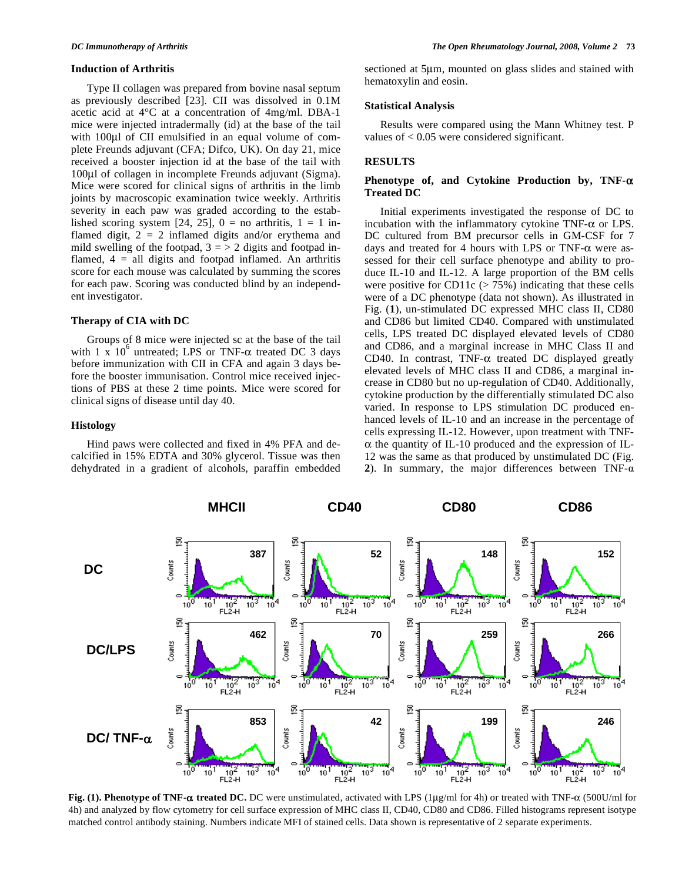### Induction of Arthritis

Type II collagen was prepared from bovine nasal septum as previously described [23]. CII was dissolved in 0.1M acetic acid at 4°C at a concentration of 4mg/ml. DBA-1 mice were injected intradermally (id) at the base of the tail with 100μl of CII emulsified in an equal volume of complete Freunds adjuvant (CFA; Difco, UK). On day 21, mice received a booster injection id at the base of the tail with 100μl of collagen in incomplete Freunds adjuvant (Sigma). Mice were scored for clinical signs of arthritis in the limb joints by macroscopic examination twice weekly. Arthritis severity in each paw was graded according to the established scoring system [24, 25], 0 = no arthritis, 1 = 1 inflamed digit, 2 = 2 inflamed digits and/or erythema and mild swelling of the footpad, 3 = > 2 digits and footpad inflamed, 4 = all digits and footpad inflamed. An arthritis score for each mouse was calculated by summing the scores for each paw. Scoring was conducted blind by an independent investigator.

### Therapy of CIA with DC

Groups of 8 mice were injected sc at the base of the tail with 1 x $10^6$ untreated; LPS or TNF-α treated DC 3 days before immunization with CII in CFA and again 3 days before the booster immunisation. Control mice received injections of PBS at these 2 time points. Mice were scored for clinical signs of disease until day 40.

### Histology

Hind paws were collected and fixed in 4% PFA and decalcified in 15% EDTA and 30% glycerol. Tissue was then dehydrated in a gradient of alcohols, paraffin embedded sectioned at 5μm, mounted on glass slides and stained with hematoxylin and eosin.

### Statistical Analysis

Results were compared using the Mann Whitney test. P values of < 0.05 were considered significant.

## RESULTS

### Phenotype of, and Cytokine Production by, TNF-α Treated DC

Initial experiments investigated the response of DC to incubation with the inflammatory cytokine TNF-α or LPS. DC cultured from BM precursor cells in GM-CSF for 7 days and treated for 4 hours with LPS or TNF-α were assessed for their cell surface phenotype and ability to produce IL-10 and IL-12. A large proportion of the BM cells were positive for CD11c (> 75%) indicating that these cells were of a DC phenotype (data not shown). As illustrated in Fig. (**1**), un-stimulated DC expressed MHC class II, CD80 and CD86 but limited CD40. Compared with unstimulated cells, LPS treated DC displayed elevated levels of CD80 and CD86, and a marginal increase in MHC Class II and CD40. In contrast, TNF-α treated DC displayed greatly elevated levels of MHC class II and CD86, a marginal increase in CD80 but no up-regulation of CD40. Additionally, cytokine production by the differentially stimulated DC also varied. In response to LPS stimulation DC produced enhanced levels of IL-10 and an increase in the percentage of cells expressing IL-12. However, upon treatment with TNF-α the quantity of IL-10 produced and the expression of IL-12 was the same as that produced by unstimulated DC (Fig. **2**). In summary, the major differences between TNF-α

**Fig. (1). Phenotype of TNF-α treated DC.** DC were unstimulated, activated with LPS (1μg/ml for 4h) or treated with TNF-α (500U/ml for 4h) and analyzed by flow cytometry for cell surface expression of MHC class II, CD40, CD80 and CD86. Filled histograms represent isotype matched control antibody staining. Numbers indicate MFI of stained cells. Data shown is representative of 2 separate experiments.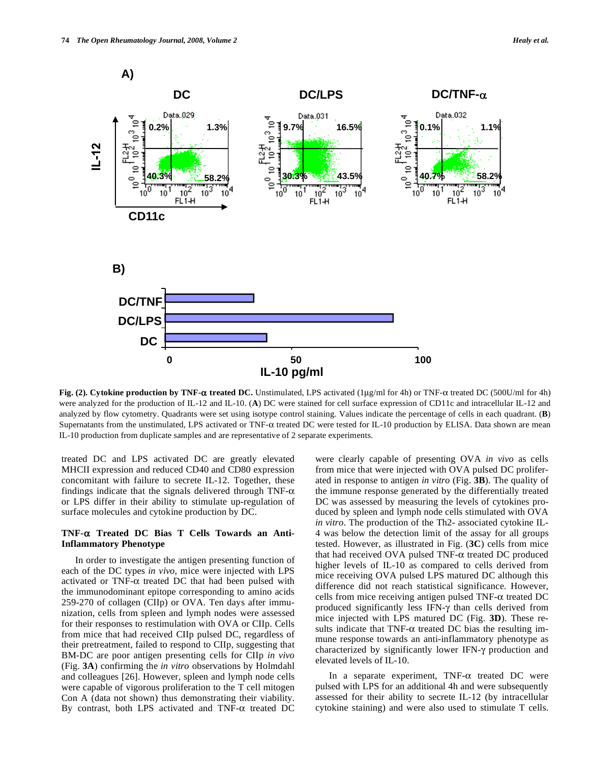**Fig. (2). Cytokine production by TNF-α treated DC.** Unstimulated, LPS activated (1μg/ml for 4h) or TNF-α treated DC (500U/ml for 4h) were analyzed for the production of IL-12 and IL-10. (**A**) DC were stained for cell surface expression of CD11c and intracellular IL-12 and analyzed by flow cytometry. Quadrants were set using isotype control staining. Values indicate the percentage of cells in each quadrant. (**B**) Supernatants from the unstimulated, LPS activated or TNF-α treated DC were tested for IL-10 production by ELISA. Data shown are mean IL-10 production from duplicate samples and are representative of 2 separate experiments.

treated DC and LPS activated DC are greatly elevated MHCII expression and reduced CD40 and CD80 expression concomitant with failure to secrete IL-12. Together, these findings indicate that the signals delivered through TNF-α or LPS differ in their ability to stimulate up-regulation of surface molecules and cytokine production by DC.

### TNF-α Treated DC Bias T Cells Towards an Anti-Inflammatory Phenotype

In order to investigate the antigen presenting function of each of the DC types *in vivo*, mice were injected with LPS activated or TNF-α treated DC that had been pulsed with the immunodominant epitope corresponding to amino acids 259-270 of collagen (CIIp) or OVA. Ten days after immunization, cells from spleen and lymph nodes were assessed for their responses to restimulation with OVA or CIIp. Cells from mice that had received CIIp pulsed DC, regardless of their pretreatment, failed to respond to CIIp, suggesting that BM-DC are poor antigen presenting cells for CIIp *in vivo* (Fig. **3A**) confirming the *in vitro* observations by Holmdahl and colleagues [26]. However, spleen and lymph node cells were capable of vigorous proliferation to the T cell mitogen Con A (data not shown) thus demonstrating their viability. By contrast, both LPS activated and TNF-α treated DC were clearly capable of presenting OVA *in vivo* as cells from mice that were injected with OVA pulsed DC proliferated in response to antigen *in vitro* (Fig. **3B**). The quality of the immune response generated by the differentially treated DC was assessed by measuring the levels of cytokines produced by spleen and lymph node cells stimulated with OVA *in vitro*. The production of the Th2- associated cytokine IL-4 was below the detection limit of the assay for all groups tested. However, as illustrated in Fig. (**3C**) cells from mice that had received OVA pulsed TNF-α treated DC produced higher levels of IL-10 as compared to cells derived from mice receiving OVA pulsed LPS matured DC although this difference did not reach statistical significance. However, cells from mice receiving antigen pulsed TNF-α treated DC produced significantly less IFN-γ than cells derived from mice injected with LPS matured DC (Fig. **3D**). These results indicate that TNF-α treated DC bias the resulting immune response towards an anti-inflammatory phenotype as characterized by significantly lower IFN-γ production and elevated levels of IL-10.

In a separate experiment, TNF-α treated DC were pulsed with LPS for an additional 4h and were subsequently assessed for their ability to secrete IL-12 (by intracellular cytokine staining) and were also used to stimulate T cells.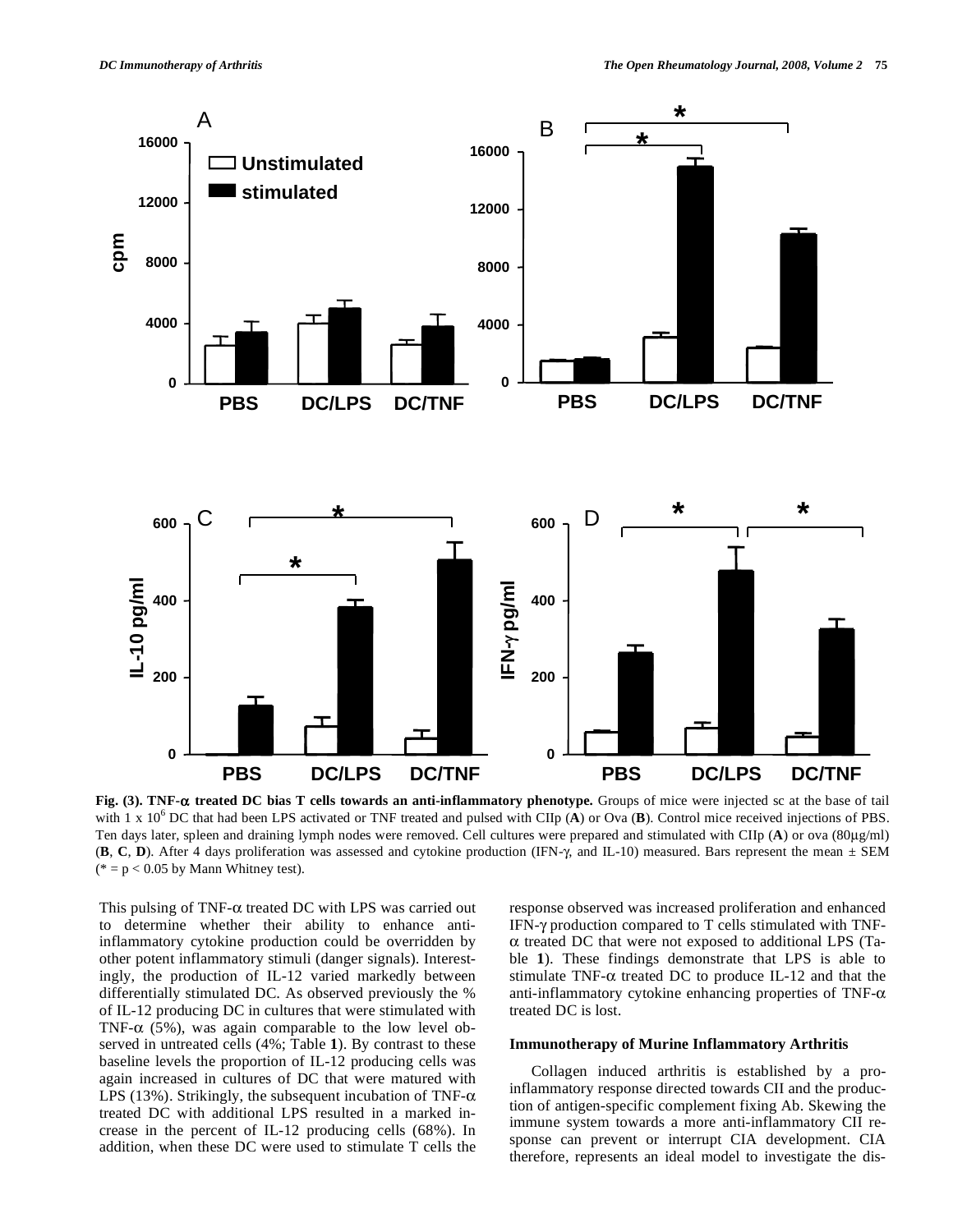**Fig. (3). TNF-α treated DC bias T cells towards an anti-inflammatory phenotype.** Groups of mice were injected sc at the base of tail with 1 x $10^6$ DC that had been LPS activated or TNF treated and pulsed with CIIp (**A**) or Ova (**B**). Control mice received injections of PBS. Ten days later, spleen and draining lymph nodes were removed. Cell cultures were prepared and stimulated with CIIp (**A**) or ova (80µg/ml) (**B**, **C**, **D**). After 4 days proliferation was assessed and cytokine production (IFN-γ, and IL-10) measured. Bars represent the mean ± SEM (* = $p < 0.05$ by Mann Whitney test).

This pulsing of TNF-α treated DC with LPS was carried out to determine whether their ability to enhance anti-inflammatory cytokine production could be overridden by other potent inflammatory stimuli (danger signals). Interestingly, the production of IL-12 varied markedly between differentially stimulated DC. As observed previously the % of IL-12 producing DC in cultures that were stimulated with TNF-α (5%), was again comparable to the low level observed in untreated cells (4%; Table **1**). By contrast to these baseline levels the proportion of IL-12 producing cells was again increased in cultures of DC that were matured with LPS (13%). Strikingly, the subsequent incubation of TNF-α treated DC with additional LPS resulted in a marked increase in the percent of IL-12 producing cells (68%). In addition, when these DC were used to stimulate T cells the response observed was increased proliferation and enhanced IFN-γ production compared to T cells stimulated with TNF-α treated DC that were not exposed to additional LPS (Table **1**). These findings demonstrate that LPS is able to stimulate TNF-α treated DC to produce IL-12 and that the anti-inflammatory cytokine enhancing properties of TNF-α treated DC is lost.

#### Immunotherapy of Murine Inflammatory Arthritis

Collagen induced arthritis is established by a pro-inflammatory response directed towards CII and the production of antigen-specific complement fixing Ab. Skewing the immune system towards a more anti-inflammatory CII response can prevent or interrupt CIA development. CIA therefore, represents an ideal model to investigate the dis-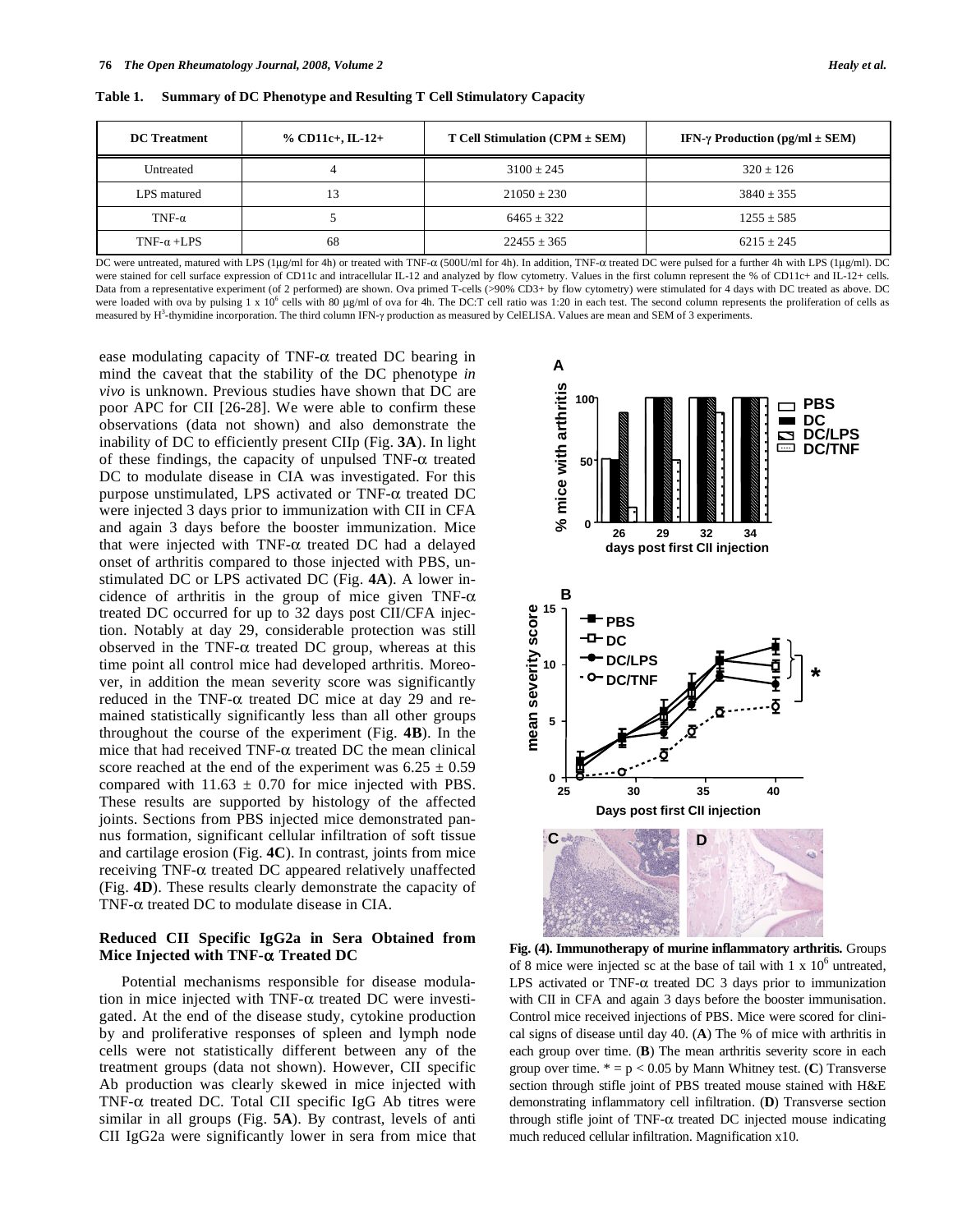**Table 1. Summary of DC Phenotype and Resulting T Cell Stimulatory Capacity**

| DC Treatment | % CD11c+, IL-12+ | T Cell Stimulation (CPM ± SEM) | IFN-γ Production (pg/ml ± SEM) |
|---|---|---|---|
| Untreated | 4 | 3100 ± 245 | 320 ± 126 |
| LPS matured | 13 | 21050 ± 230 | 3840 ± 355 |
| TNF-α | 5 | 6465 ± 322 | 1255 ± 585 |
| TNF-α +LPS | 68 | 22455 ± 365 | 6215 ± 245 |

DC were untreated, matured with LPS (1µg/ml for 4h) or treated with TNF-α (500U/ml for 4h). In addition, TNF-α treated DC were pulsed for a further 4h with LPS (1µg/ml). DC were stained for cell surface expression of CD11c and intracellular IL-12 and analyzed by flow cytometry. Values in the first column represent the % of CD11c+ and IL-12+ cells. Data from a representative experiment (of 2 performed) are shown. Ova primed T-cells (>90% CD3+ by flow cytometry) were stimulated for 4 days with DC treated as above. DC were loaded with ova by pulsing 1 x $10^6$ cells with 80 µg/ml of ova for 4h. The DC:T cell ratio was 1:20 in each test. The second column represents the proliferation of cells as measured by $H^3$-thymidine incorporation. The third column IFN-γ production as measured by CelELISA. Values are mean and SEM of 3 experiments.

ease modulating capacity of TNF-α treated DC bearing in mind the caveat that the stability of the DC phenotype *in vivo* is unknown. Previous studies have shown that DC are poor APC for CII [26-28]. We were able to confirm these observations (data not shown) and also demonstrate the inability of DC to efficiently present CIIp (Fig. **3A**). In light of these findings, the capacity of unpulsed TNF-α treated DC to modulate disease in CIA was investigated. For this purpose unstimulated, LPS activated or TNF-α treated DC were injected 3 days prior to immunization with CII in CFA and again 3 days before the booster immunization. Mice that were injected with TNF-α treated DC had a delayed onset of arthritis compared to those injected with PBS, unstimulated DC or LPS activated DC (Fig. **4A**). A lower incidence of arthritis in the group of mice given TNF-α treated DC occurred for up to 32 days post CII/CFA injection. Notably at day 29, considerable protection was still observed in the TNF-α treated DC group, whereas at this time point all control mice had developed arthritis. Moreover, in addition the mean severity score was significantly reduced in the TNF-α treated DC mice at day 29 and remained statistically significantly less than all other groups throughout the course of the experiment (Fig. **4B**). In the mice that had received TNF-α treated DC the mean clinical score reached at the end of the experiment was 6.25 ± 0.59 compared with 11.63 ± 0.70 for mice injected with PBS. These results are supported by histology of the affected joints. Sections from PBS injected mice demonstrated pannus formation, significant cellular infiltration of soft tissue and cartilage erosion (Fig. **4C**). In contrast, joints from mice receiving TNF-α treated DC appeared relatively unaffected (Fig. **4D**). These results clearly demonstrate the capacity of TNF-α treated DC to modulate disease in CIA.

### Reduced CII Specific IgG2a in Sera Obtained from Mice Injected with TNF-α Treated DC

Potential mechanisms responsible for disease modulation in mice injected with TNF-α treated DC were investigated. At the end of the disease study, cytokine production by and proliferative responses of spleen and lymph node cells were not statistically different between any of the treatment groups (data not shown). However, CII specific Ab production was clearly skewed in mice injected with TNF-α treated DC. Total CII specific IgG Ab titres were similar in all groups (Fig. **5A**). By contrast, levels of anti CII IgG2a were significantly lower in sera from mice that

**Fig. (4). Immunotherapy of murine inflammatory arthritis.** Groups of 8 mice were injected sc at the base of tail with 1 x $10^6$ untreated, LPS activated or TNF-α treated DC 3 days prior to immunization with CII in CFA and again 3 days before the booster immunisation. Control mice received injections of PBS. Mice were scored for clinical signs of disease until day 40. (**A**) The % of mice with arthritis in each group over time. (**B**) The mean arthritis severity score in each group over time. * = $p < 0.05$ by Mann Whitney test. (**C**) Transverse section through stifle joint of PBS treated mouse stained with H&E demonstrating inflammatory cell infiltration. (**D**) Transverse section through stifle joint of TNF-α treated DC injected mouse indicating much reduced cellular infiltration. Magnification x10.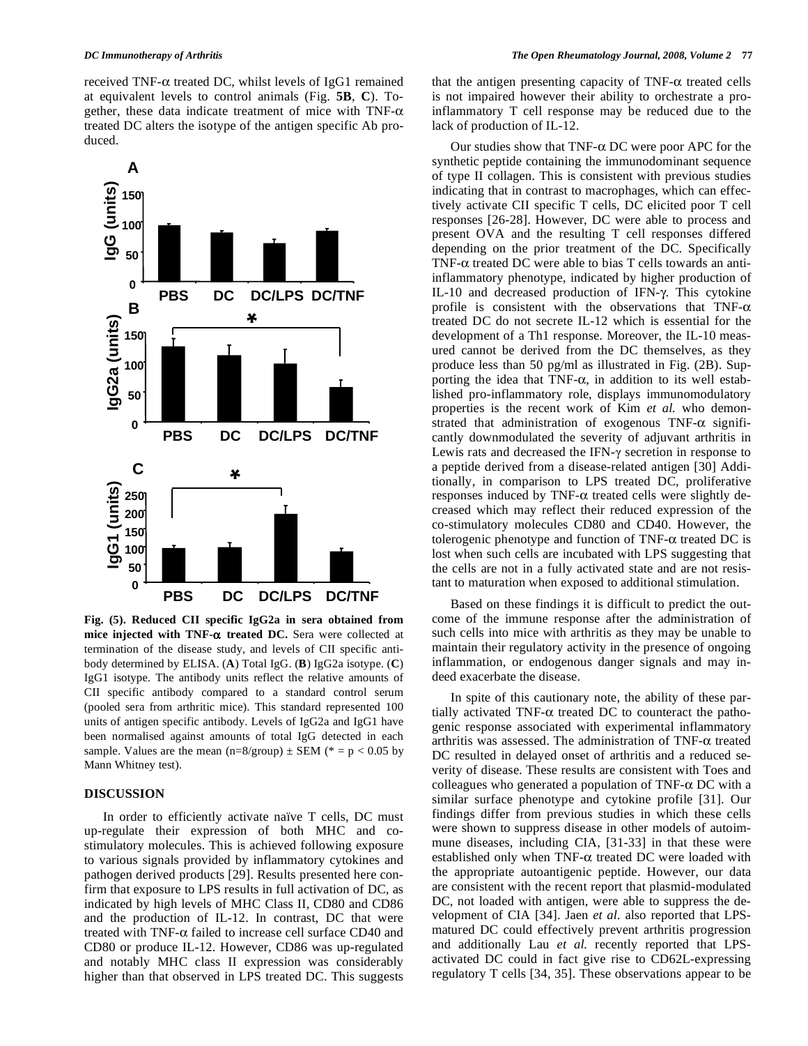received TNF-α treated DC, whilst levels of IgG1 remained at equivalent levels to control animals (Fig. **5B**, **C**). Together, these data indicate treatment of mice with TNF-α treated DC alters the isotype of the antigen specific Ab produced.

**Fig. (5). Reduced CII specific IgG2a in sera obtained from mice injected with TNF-α treated DC.** Sera were collected at termination of the disease study, and levels of CII specific antibody determined by ELISA. (**A**) Total IgG. (**B**) IgG2a isotype. (**C**) IgG1 isotype. The antibody units reflect the relative amounts of CII specific antibody compared to a standard control serum (pooled sera from arthritic mice). This standard represented 100 units of antigen specific antibody. Levels of IgG2a and IgG1 have been normalised against amounts of total IgG detected in each sample. Values are the mean (n=8/group) ± SEM (* = $p < 0.05$ by Mann Whitney test).

## DISCUSSION

In order to efficiently activate naïve T cells, DC must up-regulate their expression of both MHC and co-stimulatory molecules. This is achieved following exposure to various signals provided by inflammatory cytokines and pathogen derived products [29]. Results presented here confirm that exposure to LPS results in full activation of DC, as indicated by high levels of MHC Class II, CD80 and CD86 and the production of IL-12. In contrast, DC that were treated with TNF-α failed to increase cell surface CD40 and CD80 or produce IL-12. However, CD86 was up-regulated and notably MHC class II expression was considerably higher than that observed in LPS treated DC. This suggests that the antigen presenting capacity of TNF-α treated cells is not impaired however their ability to orchestrate a pro-inflammatory T cell response may be reduced due to the lack of production of IL-12.

Our studies show that TNF-α DC were poor APC for the synthetic peptide containing the immunodominant sequence of type II collagen. This is consistent with previous studies indicating that in contrast to macrophages, which can effectively activate CII specific T cells, DC elicited poor T cell responses [26-28]. However, DC were able to process and present OVA and the resulting T cell responses differed depending on the prior treatment of the DC. Specifically TNF-α treated DC were able to bias T cells towards an anti-inflammatory phenotype, indicated by higher production of IL-10 and decreased production of IFN-γ. This cytokine profile is consistent with the observations that TNF-α treated DC do not secrete IL-12 which is essential for the development of a Th1 response. Moreover, the IL-10 measured cannot be derived from the DC themselves, as they produce less than 50 pg/ml as illustrated in Fig. (2B). Supporting the idea that TNF-α, in addition to its well established pro-inflammatory role, displays immunomodulatory properties is the recent work of Kim *et al.* who demonstrated that administration of exogenous TNF-α significantly downmodulated the severity of adjuvant arthritis in Lewis rats and decreased the IFN-γ secretion in response to a peptide derived from a disease-related antigen [30] Additionally, in comparison to LPS treated DC, proliferative responses induced by TNF-α treated cells were slightly decreased which may reflect their reduced expression of the co-stimulatory molecules CD80 and CD40. However, the tolerogenic phenotype and function of TNF-α treated DC is lost when such cells are incubated with LPS suggesting that the cells are not in a fully activated state and are not resistant to maturation when exposed to additional stimulation.

Based on these findings it is difficult to predict the outcome of the immune response after the administration of such cells into mice with arthritis as they may be unable to maintain their regulatory activity in the presence of ongoing inflammation, or endogenous danger signals and may indeed exacerbate the disease.

In spite of this cautionary note, the ability of these partially activated TNF-α treated DC to counteract the pathogenic response associated with experimental inflammatory arthritis was assessed. The administration of TNF-α treated DC resulted in delayed onset of arthritis and a reduced severity of disease. These results are consistent with Toes and colleagues who generated a population of TNF-α DC with a similar surface phenotype and cytokine profile [31]. Our findings differ from previous studies in which these cells were shown to suppress disease in other models of autoimmune diseases, including CIA, [31-33] in that these were established only when TNF-α treated DC were loaded with the appropriate autoantigenic peptide. However, our data are consistent with the recent report that plasmid-modulated DC, not loaded with antigen, were able to suppress the development of CIA [34]. Jaen *et al.* also reported that LPS-matured DC could effectively prevent arthritis progression and additionally Lau *et al.* recently reported that LPS-activated DC could in fact give rise to CD62L-expressing regulatory T cells [34, 35]. These observations appear to be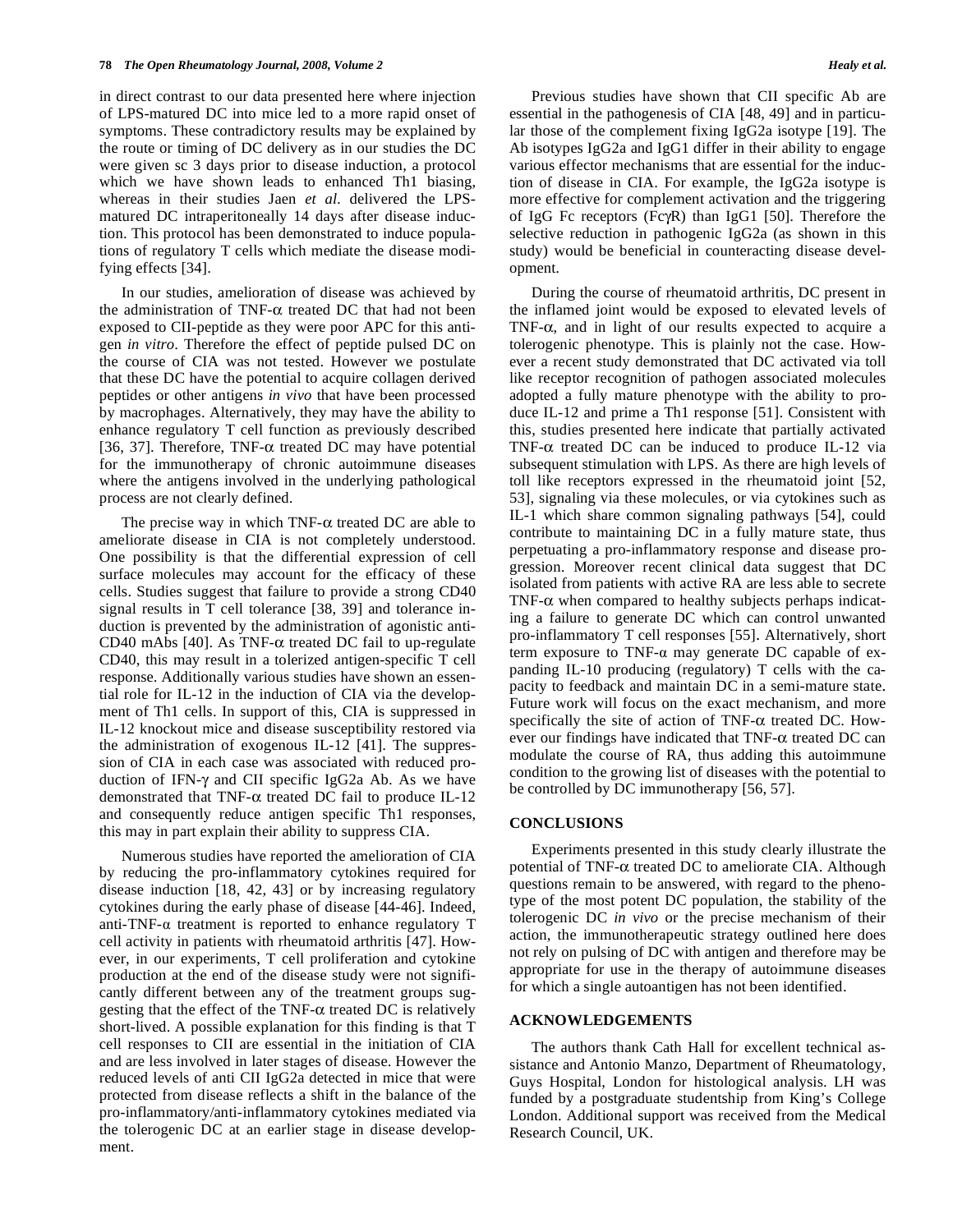in direct contrast to our data presented here where injection of LPS-matured DC into mice led to a more rapid onset of symptoms. These contradictory results may be explained by the route or timing of DC delivery as in our studies the DC were given sc 3 days prior to disease induction, a protocol which we have shown leads to enhanced Th1 biasing, whereas in their studies Jaen *et al.* delivered the LPS-matured DC intraperitoneally 14 days after disease induction. This protocol has been demonstrated to induce populations of regulatory T cells which mediate the disease modifying effects [34].

In our studies, amelioration of disease was achieved by the administration of TNF-$\alpha$ treated DC that had not been exposed to CII-peptide as they were poor APC for this antigen *in vitro*. Therefore the effect of peptide pulsed DC on the course of CIA was not tested. However we postulate that these DC have the potential to acquire collagen derived peptides or other antigens *in vivo* that have been processed by macrophages. Alternatively, they may have the ability to enhance regulatory T cell function as previously described [36, 37]. Therefore, TNF-$\alpha$ treated DC may have potential for the immunotherapy of chronic autoimmune diseases where the antigens involved in the underlying pathological process are not clearly defined.

The precise way in which TNF-$\alpha$ treated DC are able to ameliorate disease in CIA is not completely understood. One possibility is that the differential expression of cell surface molecules may account for the efficacy of these cells. Studies suggest that failure to provide a strong CD40 signal results in T cell tolerance [38, 39] and tolerance induction is prevented by the administration of agonistic anti-CD40 mAbs [40]. As TNF-$\alpha$ treated DC fail to up-regulate CD40, this may result in a tolerized antigen-specific T cell response. Additionally various studies have shown an essential role for IL-12 in the induction of CIA via the development of Th1 cells. In support of this, CIA is suppressed in IL-12 knockout mice and disease susceptibility restored via the administration of exogenous IL-12 [41]. The suppression of CIA in each case was associated with reduced production of IFN-$\gamma$ and CII specific IgG2a Ab. As we have demonstrated that TNF-$\alpha$ treated DC fail to produce IL-12 and consequently reduce antigen specific Th1 responses, this may in part explain their ability to suppress CIA.

Numerous studies have reported the amelioration of CIA by reducing the pro-inflammatory cytokines required for disease induction [18, 42, 43] or by increasing regulatory cytokines during the early phase of disease [44-46]. Indeed, anti-TNF-$\alpha$ treatment is reported to enhance regulatory T cell activity in patients with rheumatoid arthritis [47]. However, in our experiments, T cell proliferation and cytokine production at the end of the disease study were not significantly different between any of the treatment groups suggesting that the effect of the TNF-$\alpha$ treated DC is relatively short-lived. A possible explanation for this finding is that T cell responses to CII are essential in the initiation of CIA and are less involved in later stages of disease. However the reduced levels of anti CII IgG2a detected in mice that were protected from disease reflects a shift in the balance of the pro-inflammatory/anti-inflammatory cytokines mediated via the tolerogenic DC at an earlier stage in disease development.

Previous studies have shown that CII specific Ab are essential in the pathogenesis of CIA [48, 49] and in particular those of the complement fixing IgG2a isotype [19]. The Ab isotypes IgG2a and IgG1 differ in their ability to engage various effector mechanisms that are essential for the induction of disease in CIA. For example, the IgG2a isotype is more effective for complement activation and the triggering of IgG Fc receptors (Fc$\gamma$R) than IgG1 [50]. Therefore the selective reduction in pathogenic IgG2a (as shown in this study) would be beneficial in counteracting disease development.

During the course of rheumatoid arthritis, DC present in the inflamed joint would be exposed to elevated levels of TNF-$\alpha$, and in light of our results expected to acquire a tolerogenic phenotype. This is plainly not the case. However a recent study demonstrated that DC activated via toll like receptor recognition of pathogen associated molecules adopted a fully mature phenotype with the ability to produce IL-12 and prime a Th1 response [51]. Consistent with this, studies presented here indicate that partially activated TNF-$\alpha$ treated DC can be induced to produce IL-12 via subsequent stimulation with LPS. As there are high levels of toll like receptors expressed in the rheumatoid joint [52, 53], signaling via these molecules, or via cytokines such as IL-1 which share common signaling pathways [54], could contribute to maintaining DC in a fully mature state, thus perpetuating a pro-inflammatory response and disease progression. Moreover recent clinical data suggest that DC isolated from patients with active RA are less able to secrete TNF-$\alpha$ when compared to healthy subjects perhaps indicating a failure to generate DC which can control unwanted pro-inflammatory T cell responses [55]. Alternatively, short term exposure to TNF-$\alpha$ may generate DC capable of expanding IL-10 producing (regulatory) T cells with the capacity to feedback and maintain DC in a semi-mature state. Future work will focus on the exact mechanism, and more specifically the site of action of TNF-$\alpha$ treated DC. However our findings have indicated that TNF-$\alpha$ treated DC can modulate the course of RA, thus adding this autoimmune condition to the growing list of diseases with the potential to be controlled by DC immunotherapy [56, 57].

## CONCLUSIONS

Experiments presented in this study clearly illustrate the potential of TNF-$\alpha$ treated DC to ameliorate CIA. Although questions remain to be answered, with regard to the phenotype of the most potent DC population, the stability of the tolerogenic DC *in vivo* or the precise mechanism of their action, the immunotherapeutic strategy outlined here does not rely on pulsing of DC with antigen and therefore may be appropriate for use in the therapy of autoimmune diseases for which a single autoantigen has not been identified.

## ACKNOWLEDGEMENTS

The authors thank Cath Hall for excellent technical assistance and Antonio Manzo, Department of Rheumatology, Guys Hospital, London for histological analysis. LH was funded by a postgraduate studentship from King's College London. Additional support was received from the Medical Research Council, UK.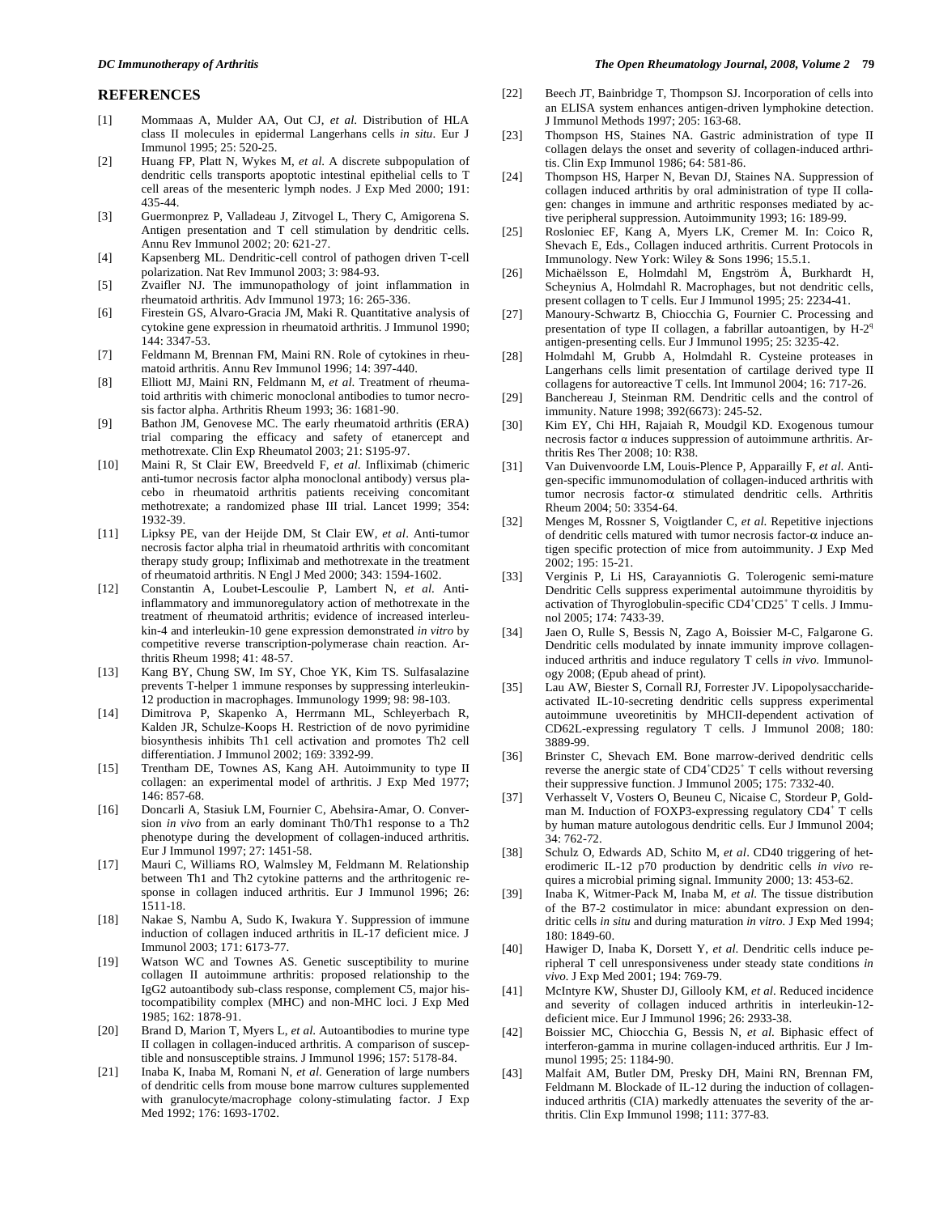## REFERENCES

[1] Mommaas A, Mulder AA, Out CJ, *et al.* Distribution of HLA class II molecules in epidermal Langerhans cells *in situ*. Eur J Immunol 1995; 25: 520-25.

[2] Huang FP, Platt N, Wykes M, *et al.* A discrete subpopulation of dendritic cells transports apoptotic intestinal epithelial cells to T cell areas of the mesenteric lymph nodes. J Exp Med 2000; 191: 435-44.

[3] Guermonprez P, Valladeau J, Zitvogel L, Thery C, Amigorena S. Antigen presentation and T cell stimulation by dendritic cells. Annu Rev Immunol 2002; 20: 621-27.

[4] Kapsenberg ML. Dendritic-cell control of pathogen driven T-cell polarization. Nat Rev Immunol 2003; 3: 984-93.

[5] Zvaifler NJ. The immunopathology of joint inflammation in rheumatoid arthritis. Adv Immunol 1973; 16: 265-336.

[6] Firestein GS, Alvaro-Gracia JM, Maki R. Quantitative analysis of cytokine gene expression in rheumatoid arthritis. J Immunol 1990; 144: 3347-53.

[7] Feldmann M, Brennan FM, Maini RN. Role of cytokines in rheumatoid arthritis. Annu Rev Immunol 1996; 14: 397-440.

[8] Elliott MJ, Maini RN, Feldmann M, *et al.* Treatment of rheumatoid arthritis with chimeric monoclonal antibodies to tumor necrosis factor alpha. Arthritis Rheum 1993; 36: 1681-90.

[9] Bathon JM, Genovese MC. The early rheumatoid arthritis (ERA) trial comparing the efficacy and safety of etanercept and methotrexate. Clin Exp Rheumatol 2003; 21: S195-97.

[10] Maini R, St Clair EW, Breedveld F, *et al.* Infliximab (chimeric anti-tumor necrosis factor alpha monoclonal antibody) versus placebo in rheumatoid arthritis patients receiving concomitant methotrexate: a randomized phase III trial. Lancet 1999; 354: 1932-39.

[11] Lipksy PE, van der Heijde DM, St Clair EW, *et al*. Anti-tumor necrosis factor alpha trial in rheumatoid arthritis with concomitant therapy study group; Infliximab and methotrexate in the treatment of rheumatoid arthritis. N Engl J Med 2000; 343: 1594-1602.

[12] Constantin A, Loubet-Lescoulie P, Lambert N, *et al.* Anti-inflammatory and immunoregulatory action of methotrexate in the treatment of rheumatoid arthritis; evidence of increased interleukin-4 and interleukin-10 gene expression demonstrated *in vitro* by competitive reverse transcription-polymerase chain reaction. Arthritis Rheum 1998; 41: 48-57.

[13] Kang BY, Chung SW, Im SY, Choe YK, Kim TS. Sulfasalazine prevents T-helper 1 immune responses by suppressing interleukin-12 production in macrophages. Immunology 1999; 98: 98-103.

[14] Dimitrova P, Skapenko A, Herrmann ML, Schleyerbach R, Kalden JR, Schulze-Koops H. Restriction of de novo pyrimidine biosynthesis inhibits Th1 cell activation and promotes Th2 cell differentiation. J Immunol 2002; 169: 3392-99.

[15] Trentham DE, Townes AS, Kang AH. Autoimmunity to type II collagen: an experimental model of arthritis. J Exp Med 1977; 146: 857-68.

[16] Doncarli A, Stasiuk LM, Fournier C, Abehsira-Amar, O. Conversion *in vivo* from an early dominant Th0/Th1 response to a Th2 phenotype during the development of collagen-induced arthritis. Eur J Immunol 1997; 27: 1451-58.

[17] Mauri C, Williams RO, Walmsley M, Feldmann M. Relationship between Th1 and Th2 cytokine patterns and the arthritogenic response in collagen induced arthritis. Eur J Immunol 1996; 26: 1511-18.

[18] Nakae S, Nambu A, Sudo K, Iwakura Y. Suppression of immune induction of collagen induced arthritis in IL-17 deficient mice. J Immunol 2003; 171: 6173-77.

[19] Watson WC and Townes AS. Genetic susceptibility to murine collagen II autoimmune arthritis: proposed relationship to the IgG2 autoantibody sub-class response, complement C5, major histocompatibility complex (MHC) and non-MHC loci. J Exp Med 1985; 162: 1878-91.

[20] Brand D, Marion T, Myers L, *et al.* Autoantibodies to murine type II collagen in collagen-induced arthritis. A comparison of susceptible and nonsusceptible strains. J Immunol 1996; 157: 5178-84.

[21] Inaba K, Inaba M, Romani N, *et al.* Generation of large numbers of dendritic cells from mouse bone marrow cultures supplemented with granulocyte/macrophage colony-stimulating factor. J Exp Med 1992; 176: 1693-1702.

[22] Beech JT, Bainbridge T, Thompson SJ. Incorporation of cells into an ELISA system enhances antigen-driven lymphokine detection. J Immunol Methods 1997; 205: 163-68.

[23] Thompson HS, Staines NA. Gastric administration of type II collagen delays the onset and severity of collagen-induced arthritis. Clin Exp Immunol 1986; 64: 581-86.

[24] Thompson HS, Harper N, Bevan DJ, Staines NA. Suppression of collagen induced arthritis by oral administration of type II collagen: changes in immune and arthritic responses mediated by active peripheral suppression. Autoimmunity 1993; 16: 189-99.

[25] Rosloniec EF, Kang A, Myers LK, Cremer M. In: Coico R, Shevach E, Eds., Collagen induced arthritis. Current Protocols in Immunology. New York: Wiley & Sons 1996; 15.5.1.

[26] Michaëlsson E, Holmdahl M, Engström Å, Burkhardt H, Scheynius A, Holmdahl R. Macrophages, but not dendritic cells, present collagen to T cells. Eur J Immunol 1995; 25: 2234-41.

[27] Manoury-Schwartz B, Chiocchia G, Fournier C. Processing and presentation of type II collagen, a fabrillar autoantigen, by H-2$^q$ antigen-presenting cells. Eur J Immunol 1995; 25: 3235-42.

[28] Holmdahl M, Grubb A, Holmdahl R. Cysteine proteases in Langerhans cells limit presentation of cartilage derived type II collagens for autoreactive T cells. Int Immunol 2004; 16: 717-26.

[29] Banchereau J, Steinman RM. Dendritic cells and the control of immunity. Nature 1998; 392(6673): 245-52.

[30] Kim EY, Chi HH, Rajaiah R, Moudgil KD. Exogenous tumour necrosis factor $\alpha$ induces suppression of autoimmune arthritis. Arthritis Res Ther 2008; 10: R38.

[31] Van Duivenvoorde LM, Louis-Plence P, Apparailly F, *et al.* Antigen-specific immunomodulation of collagen-induced arthritis with tumor necrosis factor-$\alpha$ stimulated dendritic cells. Arthritis Rheum 2004; 50: 3354-64.

[32] Menges M, Rossner S, Voigtlander C, *et al.* Repetitive injections of dendritic cells matured with tumor necrosis factor-$\alpha$ induce antigen specific protection of mice from autoimmunity. J Exp Med 2002; 195: 15-21.

[33] Verginis P, Li HS, Carayanniotis G. Tolerogenic semi-mature Dendritic Cells suppress experimental autoimmune thyroiditis by activation of Thyroglobulin-specific CD4$^+$CD25$^+$ T cells. J Immunol 2005; 174: 7433-39.

[34] Jaen O, Rulle S, Bessis N, Zago A, Boissier M-C, Falgarone G. Dendritic cells modulated by innate immunity improve collagen-induced arthritis and induce regulatory T cells *in vivo.* Immunology 2008; (Epub ahead of print).

[35] Lau AW, Biester S, Cornall RJ, Forrester JV. Lipopolysaccharide-activated IL-10-secreting dendritic cells suppress experimental autoimmune uveoretinitis by MHCII-dependent activation of CD62L-expressing regulatory T cells. J Immunol 2008; 180: 3889-99.

[36] Brinster C, Shevach EM. Bone marrow-derived dendritic cells reverse the anergic state of CD4$^+$CD25$^+$ T cells without reversing their suppressive function. J Immunol 2005; 175: 7332-40.

[37] Verhasselt V, Vosters O, Beuneu C, Nicaise C, Stordeur P, Goldman M. Induction of FOXP3-expressing regulatory CD4$^+$ T cells by human mature autologous dendritic cells. Eur J Immunol 2004; 34: 762-72.

[38] Schulz O, Edwards AD, Schito M, *et al*. CD40 triggering of heterodimeric IL-12 p70 production by dendritic cells *in vivo* requires a microbial priming signal. Immunity 2000; 13: 453-62.

[39] Inaba K, Witmer-Pack M, Inaba M, *et al.* The tissue distribution of the B7-2 costimulator in mice: abundant expression on dendritic cells *in situ* and during maturation *in vitro.* J Exp Med 1994; 180: 1849-60.

[40] Hawiger D, Inaba K, Dorsett Y, *et al.* Dendritic cells induce peripheral T cell unresponsiveness under steady state conditions *in vivo.* J Exp Med 2001; 194: 769-79.

[41] McIntyre KW, Shuster DJ, Gillooly KM, *et al*. Reduced incidence and severity of collagen induced arthritis in interleukin-12-deficient mice. Eur J Immunol 1996; 26: 2933-38.

[42] Boissier MC, Chiocchia G, Bessis N, *et al.* Biphasic effect of interferon-gamma in murine collagen-induced arthritis. Eur J Immunol 1995; 25: 1184-90.

[43] Malfait AM, Butler DM, Presky DH, Maini RN, Brennan FM, Feldmann M. Blockade of IL-12 during the induction of collagen-induced arthritis (CIA) markedly attenuates the severity of the arthritis. Clin Exp Immunol 1998; 111: 377-83.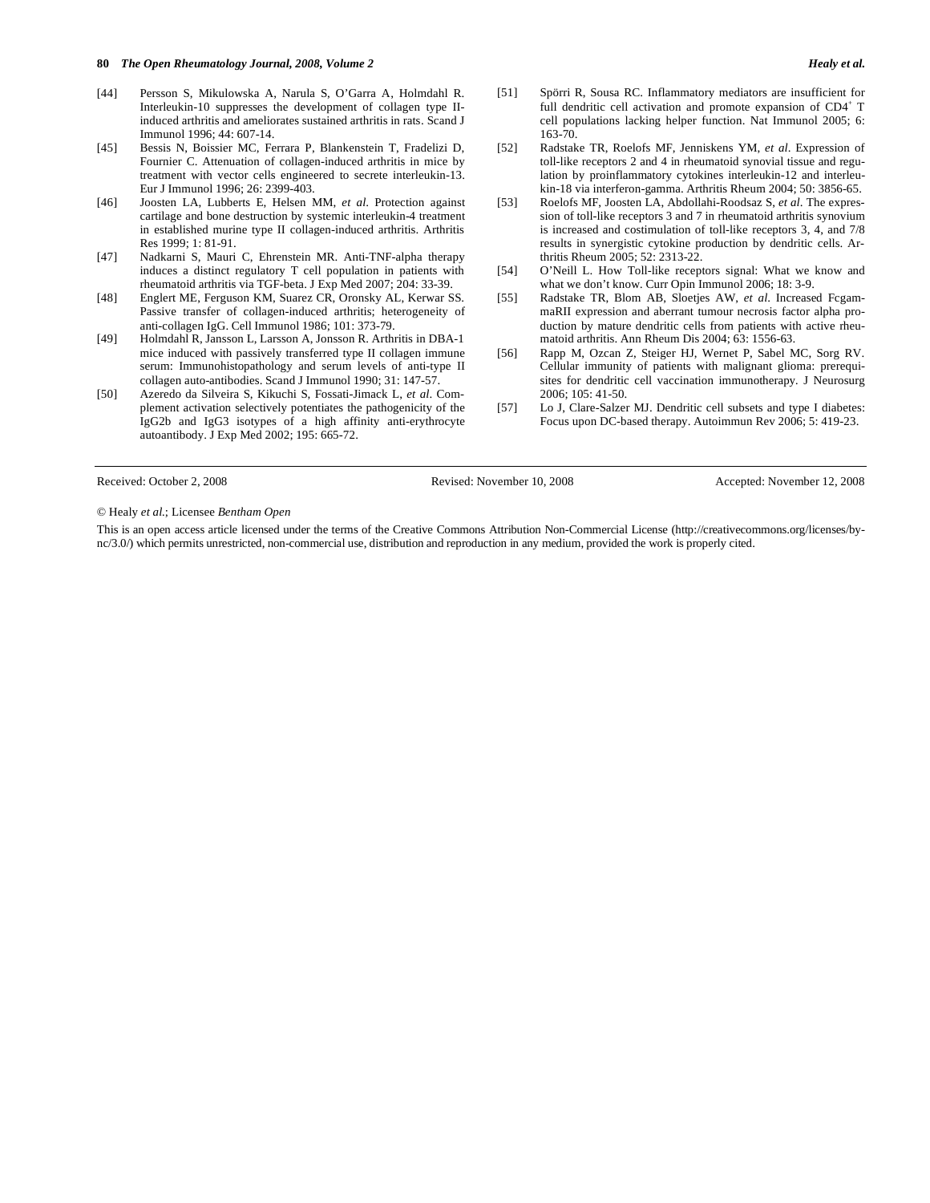[44] Persson S, Mikulowska A, Narula S, O'Garra A, Holmdahl R. Interleukin-10 suppresses the development of collagen type II-induced arthritis and ameliorates sustained arthritis in rats. Scand J Immunol 1996; 44: 607-14.

[45] Bessis N, Boissier MC, Ferrara P, Blankenstein T, Fradelizi D, Fournier C. Attenuation of collagen-induced arthritis in mice by treatment with vector cells engineered to secrete interleukin-13. Eur J Immunol 1996; 26: 2399-403.

[46] Joosten LA, Lubberts E, Helsen MM, *et al*. Protection against cartilage and bone destruction by systemic interleukin-4 treatment in established murine type II collagen-induced arthritis. Arthritis Res 1999; 1: 81-91.

[47] Nadkarni S, Mauri C, Ehrenstein MR. Anti-TNF-alpha therapy induces a distinct regulatory T cell population in patients with rheumatoid arthritis via TGF-beta. J Exp Med 2007; 204: 33-39.

[48] Englert ME, Ferguson KM, Suarez CR, Oronsky AL, Kerwar SS. Passive transfer of collagen-induced arthritis; heterogeneity of anti-collagen IgG. Cell Immunol 1986; 101: 373-79.

[49] Holmdahl R, Jansson L, Larsson A, Jonsson R. Arthritis in DBA-1 mice induced with passively transferred type II collagen immune serum: Immunohistopathology and serum levels of anti-type II collagen auto-antibodies. Scand J Immunol 1990; 31: 147-57.

[50] Azeredo da Silveira S, Kikuchi S, Fossati-Jimack L, *et al*. Complement activation selectively potentiates the pathogenicity of the IgG2b and IgG3 isotypes of a high affinity anti-erythrocyte autoantibody. J Exp Med 2002; 195: 665-72.

[51] Spörri R, Sousa RC. Inflammatory mediators are insufficient for full dendritic cell activation and promote expansion of $CD4^+$ T cell populations lacking helper function. Nat Immunol 2005; 6: 163-70.

[52] Radstake TR, Roelofs MF, Jenniskens YM, *et al*. Expression of toll-like receptors 2 and 4 in rheumatoid synovial tissue and regulation by proinflammatory cytokines interleukin-12 and interleukin-18 via interferon-gamma. Arthritis Rheum 2004; 50: 3856-65.

[53] Roelofs MF, Joosten LA, Abdollahi-Roodsaz S, *et al*. The expression of toll-like receptors 3 and 7 in rheumatoid arthritis synovium is increased and costimulation of toll-like receptors 3, 4, and 7/8 results in synergistic cytokine production by dendritic cells. Arthritis Rheum 2005; 52: 2313-22.

[54] O'Neill L. How Toll-like receptors signal: What we know and what we don't know. Curr Opin Immunol 2006; 18: 3-9.

[55] Radstake TR, Blom AB, Sloetjes AW, *et al*. Increased FcgammaRII expression and aberrant tumour necrosis factor alpha production by mature dendritic cells from patients with active rheumatoid arthritis. Ann Rheum Dis 2004; 63: 1556-63.

[56] Rapp M, Ozcan Z, Steiger HJ, Wernet P, Sabel MC, Sorg RV. Cellular immunity of patients with malignant glioma: prerequisites for dendritic cell vaccination immunotherapy. J Neurosurg 2006; 105: 41-50.

[57] Lo J, Clare-Salzer MJ. Dendritic cell subsets and type I diabetes: Focus upon DC-based therapy. Autoimmun Rev 2006; 5: 419-23.

Received: October 2, 2008 Revised: November 10, 2008 Accepted: November 12, 2008

© Healy *et al*.; Licensee *Bentham Open*

This is an open access article licensed under the terms of the Creative Commons Attribution Non-Commercial License (http://creativecommons.org/licenses/by-nc/3.0/) which permits unrestricted, non-commercial use, distribution and reproduction in any medium, provided the work is properly cited.